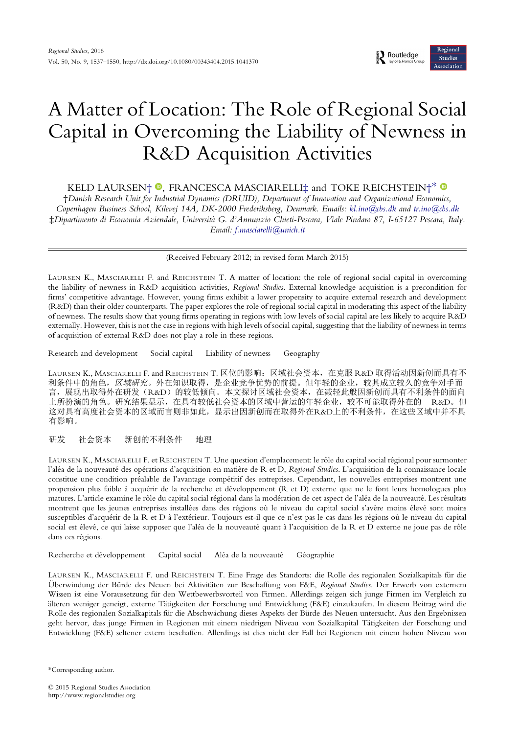# A Matter of Location: The Role of Regional Social Capital in Overcoming the Liability of Newness in R&D Acquisition Activities

KELD LAURSEN†, FRANCESCA MASCIARELLI‡ and TOKE REICHSTEIN†*

†*Danish Research Unit for Industrial Dynamics (DRUID), Department of Innovation and Organizational Economics, Copenhagen Business School, Kilevej 14A, DK-2000 Frederiksberg, Denmark. Emails: kl.ino@cbs.dk and tr.ino@cbs.dk*

‡*Dipartimento di Economia Aziendale, Università G. d'Annunzio Chieti-Pescara, Viale Pindaro 87, I-65127 Pescara, Italy. Email: f.masciarelli@unich.it*

(Received February 2012; in revised form March 2015)

LAURSEN K., MASCIARELLI F. and REICHSTEIN T. A matter of location: the role of regional social capital in overcoming the liability of newness in R&D acquisition activities, *Regional Studies*. External knowledge acquisition is a precondition for firms' competitive advantage. However, young firms exhibit a lower propensity to acquire external research and development (R&D) than their older counterparts. The paper explores the role of regional social capital in moderating this aspect of the liability of newness. The results show that young firms operating in regions with low levels of social capital are less likely to acquire R&D externally. However, this is not the case in regions with high levels of social capital, suggesting that the liability of newness in terms of acquisition of external R&D does not play a role in these regions.

Research and development   Social capital   Liability of newness   Geography

LAURSEN K., MASCIARELLI F. and REICHSTEIN T. 区位的影响：区域社会资本，在克服 R&D 取得活动因新创而具有不利条件中的角色，*区域研究*。外在知识取得，是企业竞争优势的前提。但年轻的企业，较其成立较久的竞争对手而言，展现出取得外在研发（R&D）的较低倾向。本文探讨区域社会资本，在减轻此般因新创而具有不利条件的面向上所扮演的角色。研究结果显示，在具有较低社会资本的区域中营运的年轻企业，较不可能取得外在的 R&D。但这对具有高度社会资本的区域而言则非如此，显示出因新创而在取得外在R&D上的不利条件，在这些区域中并不具有影响。

研发   社会资本   新创的不利条件   地理

LAURSEN K., MASCIARELLI F. et REICHSTEIN T. Une question d'emplacement: le rôle du capital social régional pour surmonter l'aléa de la nouveauté des opérations d'acquisition en matière de R et D, *Regional Studies*. L'acquisition de la connaissance locale constitue une condition préalable de l'avantage compétitif des entreprises. Cependant, les nouvelles entreprises montrent une propension plus faible à acquérir de la recherche et développement (R et D) externe que ne le font leurs homologues plus matures. L'article examine le rôle du capital social régional dans la modération de cet aspect de l'aléa de la nouveauté. Les résultats montrent que les jeunes entreprises installées dans des régions où le niveau du capital social s'avère moins élevé sont moins susceptibles d'acquérir de la R et D à l'extérieur. Toujours est-il que ce n'est pas le cas dans les régions où le niveau du capital social est élevé, ce qui laisse supposer que l'aléa de la nouveauté quant à l'acquisition de la R et D externe ne joue pas de rôle dans ces régions.

Recherche et développement   Capital social   Aléa de la nouveauté   Géographie

LAURSEN K., MASCIARELLI F. und REICHSTEIN T. Eine Frage des Standorts: die Rolle des regionalen Sozialkapitals für die Überwindung der Bürde des Neuen bei Aktivitäten zur Beschaffung von F&E, *Regional Studies*. Der Erwerb von externem Wissen ist eine Voraussetzung für den Wettbewerbsvorteil von Firmen. Allerdings zeigen sich junge Firmen im Vergleich zu älteren weniger geneigt, externe Tätigkeiten der Forschung und Entwicklung (F&E) einzukaufen. In diesem Beitrag wird die Rolle des regionalen Sozialkapitals für die Abschwächung dieses Aspekts der Bürde des Neuen untersucht. Aus den Ergebnissen geht hervor, dass junge Firmen in Regionen mit einem niedrigen Niveau von Sozialkapital Tätigkeiten der Forschung und Entwicklung (F&E) seltener extern beschaffen. Allerdings ist dies nicht der Fall bei Regionen mit einem hohen Niveau von

*Corresponding author.

© 2015 Regional Studies Association
http://www.regionalstudies.org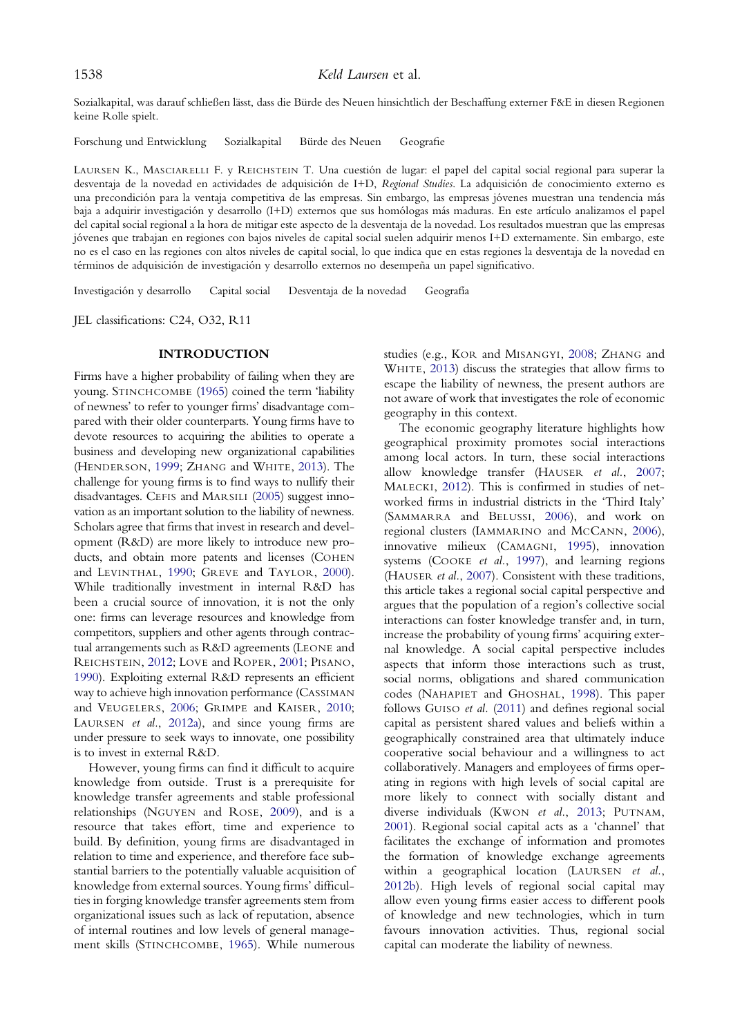Sozialkapital, was darauf schließen lässt, dass die Bürde des Neuen hinsichtlich der Beschaffung externer F&E in diesen Regionen keine Rolle spielt.

Forschung und Entwicklung Sozialkapital Bürde des Neuen Geografie

LAURSEN K., MASCIARELLI F. y REICHSTEIN T. Una cuestión de lugar: el papel del capital social regional para superar la desventaja de la novedad en actividades de adquisición de I+D, *Regional Studies*. La adquisición de conocimiento externo es una precondición para la ventaja competitiva de las empresas. Sin embargo, las empresas jóvenes muestran una tendencia más baja a adquirir investigación y desarrollo (I+D) externos que sus homólogas más maduras. En este artículo analizamos el papel del capital social regional a la hora de mitigar este aspecto de la desventaja de la novedad. Los resultados muestran que las empresas jóvenes que trabajan en regiones con bajos niveles de capital social suelen adquirir menos I+D externamente. Sin embargo, este no es el caso en las regiones con altos niveles de capital social, lo que indica que en estas regiones la desventaja de la novedad en términos de adquisición de investigación y desarrollo externos no desempeña un papel significativo.

Investigación y desarrollo Capital social Desventaja de la novedad Geografía

JEL classifications: C24, O32, R11

## INTRODUCTION

Firms have a higher probability of failing when they are young. STINCHCOMBE (1965) coined the term 'liability of newness' to refer to younger firms' disadvantage compared with their older counterparts. Young firms have to devote resources to acquiring the abilities to operate a business and developing new organizational capabilities (HENDERSON, 1999; ZHANG and WHITE, 2013). The challenge for young firms is to find ways to nullify their disadvantages. CEFIS and MARSILI (2005) suggest innovation as an important solution to the liability of newness. Scholars agree that firms that invest in research and development (R&D) are more likely to introduce new products, and obtain more patents and licenses (COHEN and LEVINTHAL, 1990; GREVE and TAYLOR, 2000). While traditionally investment in internal R&D has been a crucial source of innovation, it is not the only one: firms can leverage resources and knowledge from competitors, suppliers and other agents through contractual arrangements such as R&D agreements (LEONE and REICHSTEIN, 2012; LOVE and ROPER, 2001; PISANO, 1990). Exploiting external R&D represents an efficient way to achieve high innovation performance (CASSIMAN and VEUGELERS, 2006; GRIMPE and KAISER, 2010; LAURSEN *et al.*, 2012a), and since young firms are under pressure to seek ways to innovate, one possibility is to invest in external R&D.

However, young firms can find it difficult to acquire knowledge from outside. Trust is a prerequisite for knowledge transfer agreements and stable professional relationships (NGUYEN and ROSE, 2009), and is a resource that takes effort, time and experience to build. By definition, young firms are disadvantaged in relation to time and experience, and therefore face substantial barriers to the potentially valuable acquisition of knowledge from external sources. Young firms' difficulties in forging knowledge transfer agreements stem from organizational issues such as lack of reputation, absence of internal routines and low levels of general management skills (STINCHCOMBE, 1965). While numerous studies (e.g., KOR and MISANGYI, 2008; ZHANG and WHITE, 2013) discuss the strategies that allow firms to escape the liability of newness, the present authors are not aware of work that investigates the role of economic geography in this context.

The economic geography literature highlights how geographical proximity promotes social interactions among local actors. In turn, these social interactions allow knowledge transfer (HAUSER *et al.*, 2007; MALECKI, 2012). This is confirmed in studies of networked firms in industrial districts in the 'Third Italy' (SAMMARRA and BELUSSI, 2006), and work on regional clusters (IAMMARINO and MCCANN, 2006), innovative milieux (CAMAGNI, 1995), innovation systems (COOKE *et al.*, 1997), and learning regions (HAUSER *et al.*, 2007). Consistent with these traditions, this article takes a regional social capital perspective and argues that the population of a region's collective social interactions can foster knowledge transfer and, in turn, increase the probability of young firms' acquiring external knowledge. A social capital perspective includes aspects that inform those interactions such as trust, social norms, obligations and shared communication codes (NAHAPIET and GHOSHAL, 1998). This paper follows GUISO *et al.* (2011) and defines regional social capital as persistent shared values and beliefs within a geographically constrained area that ultimately induce cooperative social behaviour and a willingness to act collaboratively. Managers and employees of firms operating in regions with high levels of social capital are more likely to connect with socially distant and diverse individuals (KWON *et al.*, 2013; PUTNAM, 2001). Regional social capital acts as a 'channel' that facilitates the exchange of information and promotes the formation of knowledge exchange agreements within a geographical location (LAURSEN *et al.*, 2012b). High levels of regional social capital may allow even young firms easier access to different pools of knowledge and new technologies, which in turn favours innovation activities. Thus, regional social capital can moderate the liability of newness.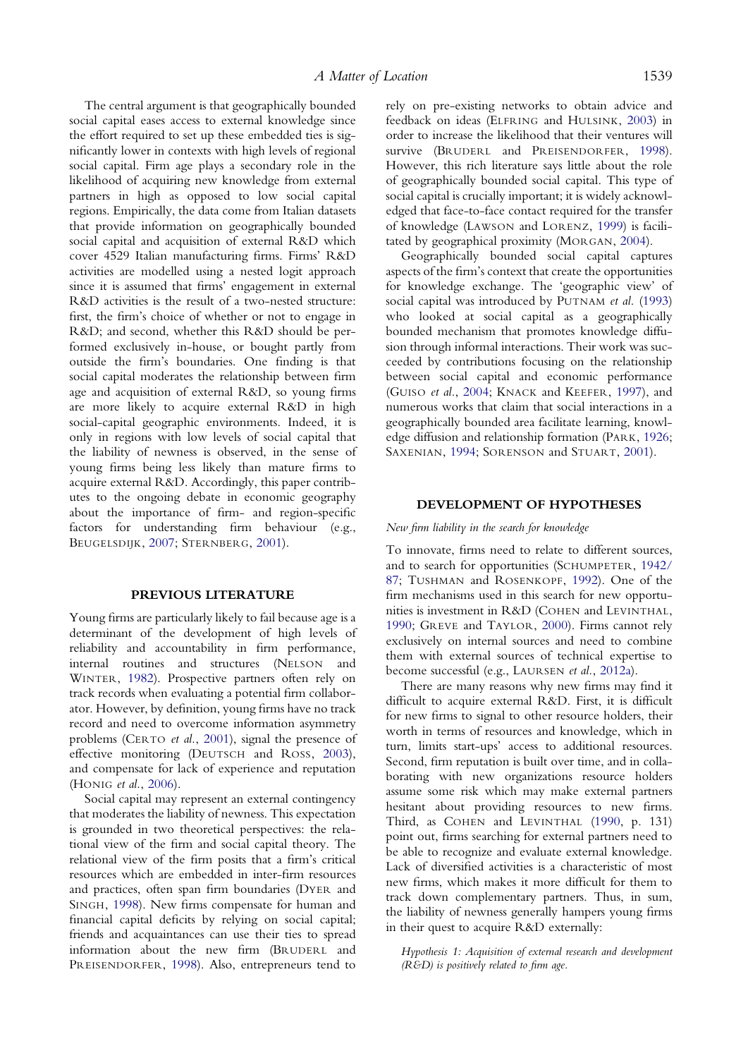The central argument is that geographically bounded social capital eases access to external knowledge since the effort required to set up these embedded ties is significantly lower in contexts with high levels of regional social capital. Firm age plays a secondary role in the likelihood of acquiring new knowledge from external partners in high as opposed to low social capital regions. Empirically, the data come from Italian datasets that provide information on geographically bounded social capital and acquisition of external R&D which cover 4529 Italian manufacturing firms. Firms' R&D activities are modelled using a nested logit approach since it is assumed that firms' engagement in external R&D activities is the result of a two-nested structure: first, the firm's choice of whether or not to engage in R&D; and second, whether this R&D should be performed exclusively in-house, or bought partly from outside the firm's boundaries. One finding is that social capital moderates the relationship between firm age and acquisition of external R&D, so young firms are more likely to acquire external R&D in high social-capital geographic environments. Indeed, it is only in regions with low levels of social capital that the liability of newness is observed, in the sense of young firms being less likely than mature firms to acquire external R&D. Accordingly, this paper contributes to the ongoing debate in economic geography about the importance of firm- and region-specific factors for understanding firm behaviour (e.g., Beugelsdijk, 2007; Sternberg, 2001).

## PREVIOUS LITERATURE

Young firms are particularly likely to fail because age is a determinant of the development of high levels of reliability and accountability in firm performance, internal routines and structures (Nelson and Winter, 1982). Prospective partners often rely on track records when evaluating a potential firm collaborator. However, by definition, young firms have no track record and need to overcome information asymmetry problems (Certo *et al.*, 2001), signal the presence of effective monitoring (Deutsch and Ross, 2003), and compensate for lack of experience and reputation (Honig *et al.*, 2006).

Social capital may represent an external contingency that moderates the liability of newness. This expectation is grounded in two theoretical perspectives: the relational view of the firm and social capital theory. The relational view of the firm posits that a firm's critical resources which are embedded in inter-firm resources and practices, often span firm boundaries (Dyer and Singh, 1998). New firms compensate for human and financial capital deficits by relying on social capital; friends and acquaintances can use their ties to spread information about the new firm (Bruderl and Preisendorfer, 1998). Also, entrepreneurs tend to rely on pre-existing networks to obtain advice and feedback on ideas (Elfring and Hulsink, 2003) in order to increase the likelihood that their ventures will survive (Bruderl and Preisendorfer, 1998). However, this rich literature says little about the role of geographically bounded social capital. This type of social capital is crucially important; it is widely acknowledged that face-to-face contact required for the transfer of knowledge (Lawson and Lorenz, 1999) is facilitated by geographical proximity (Morgan, 2004).

Geographically bounded social capital captures aspects of the firm's context that create the opportunities for knowledge exchange. The 'geographic view' of social capital was introduced by Putnam *et al.* (1993) who looked at social capital as a geographically bounded mechanism that promotes knowledge diffusion through informal interactions. Their work was succeeded by contributions focusing on the relationship between social capital and economic performance (Guiso *et al.*, 2004; Knack and Keefer, 1997), and numerous works that claim that social interactions in a geographically bounded area facilitate learning, knowledge diffusion and relationship formation (Park, 1926; Saxenian, 1994; Sorenson and Stuart, 2001).

## DEVELOPMENT OF HYPOTHESES

### *New firm liability in the search for knowledge*

To innovate, firms need to relate to different sources, and to search for opportunities (Schumpeter, 1942/87; Tushman and Rosenkopf, 1992). One of the firm mechanisms used in this search for new opportunities is investment in R&D (Cohen and Levinthal, 1990; Greve and Taylor, 2000). Firms cannot rely exclusively on internal sources and need to combine them with external sources of technical expertise to become successful (e.g., Laursen *et al.*, 2012a).

There are many reasons why new firms may find it difficult to acquire external R&D. First, it is difficult for new firms to signal to other resource holders, their worth in terms of resources and knowledge, which in turn, limits start-ups' access to additional resources. Second, firm reputation is built over time, and in collaborating with new organizations resource holders assume some risk which may make external partners hesitant about providing resources to new firms. Third, as Cohen and Levinthal (1990, p. 131) point out, firms searching for external partners need to be able to recognize and evaluate external knowledge. Lack of diversified activities is a characteristic of most new firms, which makes it more difficult for them to track down complementary partners. Thus, in sum, the liability of newness generally hampers young firms in their quest to acquire R&D externally:

> *Hypothesis 1: Acquisition of external research and development (R&D) is positively related to firm age.*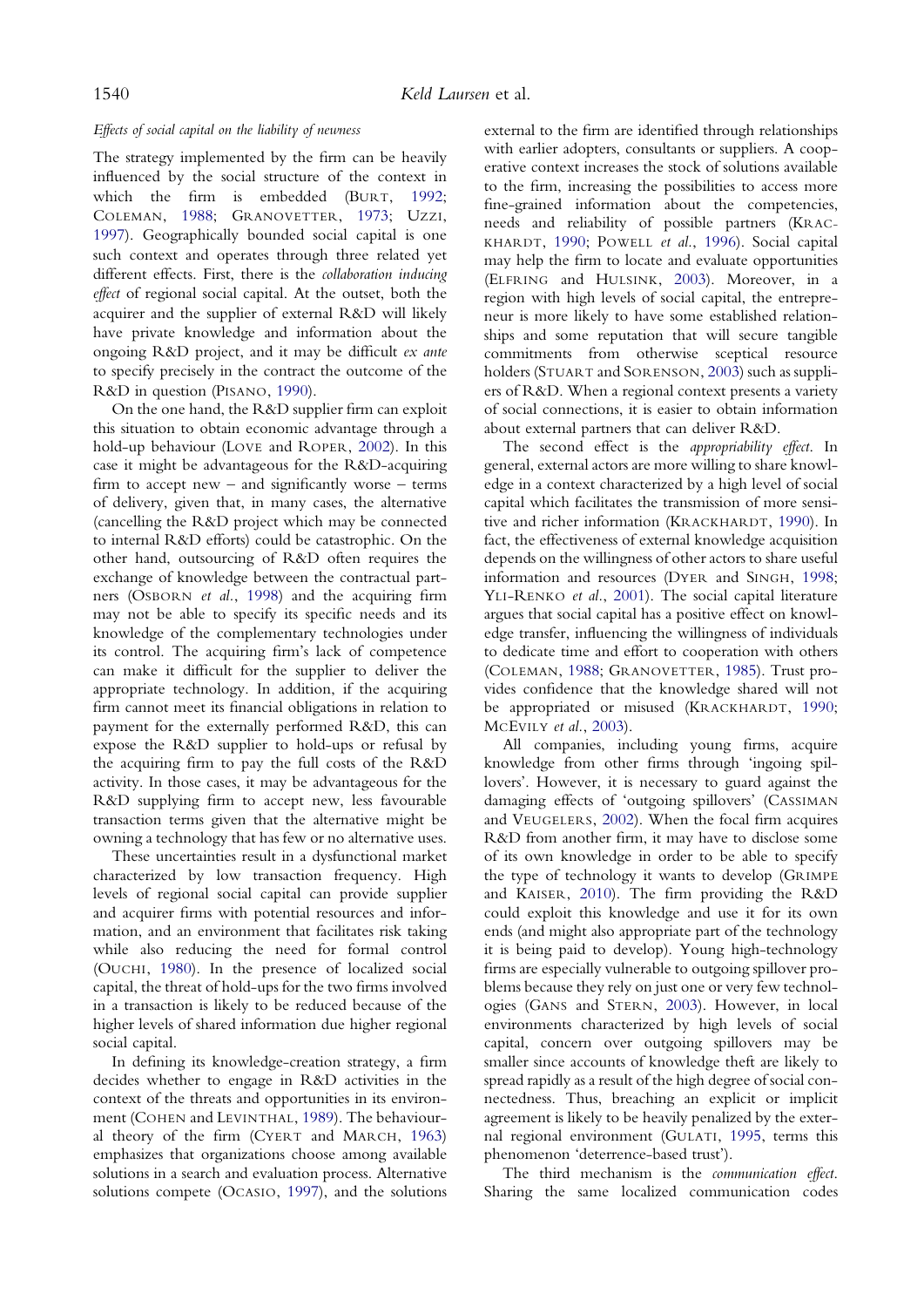*Effects of social capital on the liability of newness*

The strategy implemented by the firm can be heavily influenced by the social structure of the context in which the firm is embedded (Burt, 1992; Coleman, 1988; Granovetter, 1973; Uzzi, 1997). Geographically bounded social capital is one such context and operates through three related yet different effects. First, there is the *collaboration inducing effect* of regional social capital. At the outset, both the acquirer and the supplier of external R&D will likely have private knowledge and information about the ongoing R&D project, and it may be difficult *ex ante* to specify precisely in the contract the outcome of the R&D in question (Pisano, 1990).

On the one hand, the R&D supplier firm can exploit this situation to obtain economic advantage through a hold-up behaviour (Love and Roper, 2002). In this case it might be advantageous for the R&D-acquiring firm to accept new – and significantly worse – terms of delivery, given that, in many cases, the alternative (cancelling the R&D project which may be connected to internal R&D efforts) could be catastrophic. On the other hand, outsourcing of R&D often requires the exchange of knowledge between the contractual partners (Osborn *et al.*, 1998) and the acquiring firm may not be able to specify its specific needs and its knowledge of the complementary technologies under its control. The acquiring firm's lack of competence can make it difficult for the supplier to deliver the appropriate technology. In addition, if the acquiring firm cannot meet its financial obligations in relation to payment for the externally performed R&D, this can expose the R&D supplier to hold-ups or refusal by the acquiring firm to pay the full costs of the R&D activity. In those cases, it may be advantageous for the R&D supplying firm to accept new, less favourable transaction terms given that the alternative might be owning a technology that has few or no alternative uses.

These uncertainties result in a dysfunctional market characterized by low transaction frequency. High levels of regional social capital can provide supplier and acquirer firms with potential resources and information, and an environment that facilitates risk taking while also reducing the need for formal control (Ouchi, 1980). In the presence of localized social capital, the threat of hold-ups for the two firms involved in a transaction is likely to be reduced because of the higher levels of shared information due higher regional social capital.

In defining its knowledge-creation strategy, a firm decides whether to engage in R&D activities in the context of the threats and opportunities in its environment (Cohen and Levinthal, 1989). The behavioural theory of the firm (Cyert and March, 1963) emphasizes that organizations choose among available solutions in a search and evaluation process. Alternative solutions compete (Ocasio, 1997), and the solutions external to the firm are identified through relationships with earlier adopters, consultants or suppliers. A cooperative context increases the stock of solutions available to the firm, increasing the possibilities to access more fine-grained information about the competencies, needs and reliability of possible partners (Krackhardt, 1990; Powell *et al.*, 1996). Social capital may help the firm to locate and evaluate opportunities (Elfring and Hulsink, 2003). Moreover, in a region with high levels of social capital, the entrepreneur is more likely to have some established relationships and some reputation that will secure tangible commitments from otherwise sceptical resource holders (Stuart and Sorenson, 2003) such as suppliers of R&D. When a regional context presents a variety of social connections, it is easier to obtain information about external partners that can deliver R&D.

The second effect is the *appropriability effect*. In general, external actors are more willing to share knowledge in a context characterized by a high level of social capital which facilitates the transmission of more sensitive and richer information (Krackhardt, 1990). In fact, the effectiveness of external knowledge acquisition depends on the willingness of other actors to share useful information and resources (Dyer and Singh, 1998; Yli-Renko *et al.*, 2001). The social capital literature argues that social capital has a positive effect on knowledge transfer, influencing the willingness of individuals to dedicate time and effort to cooperation with others (Coleman, 1988; Granovetter, 1985). Trust provides confidence that the knowledge shared will not be appropriated or misused (Krackhardt, 1990; McEvily *et al.*, 2003).

All companies, including young firms, acquire knowledge from other firms through 'ingoing spillovers'. However, it is necessary to guard against the damaging effects of 'outgoing spillovers' (Cassiman and Veugelers, 2002). When the focal firm acquires R&D from another firm, it may have to disclose some of its own knowledge in order to be able to specify the type of technology it wants to develop (Grimpe and Kaiser, 2010). The firm providing the R&D could exploit this knowledge and use it for its own ends (and might also appropriate part of the technology it is being paid to develop). Young high-technology firms are especially vulnerable to outgoing spillover problems because they rely on just one or very few technologies (Gans and Stern, 2003). However, in local environments characterized by high levels of social capital, concern over outgoing spillovers may be smaller since accounts of knowledge theft are likely to spread rapidly as a result of the high degree of social connectedness. Thus, breaching an explicit or implicit agreement is likely to be heavily penalized by the external regional environment (Gulati, 1995, terms this phenomenon 'deterrence-based trust').

The third mechanism is the *communication effect*. Sharing the same localized communication codes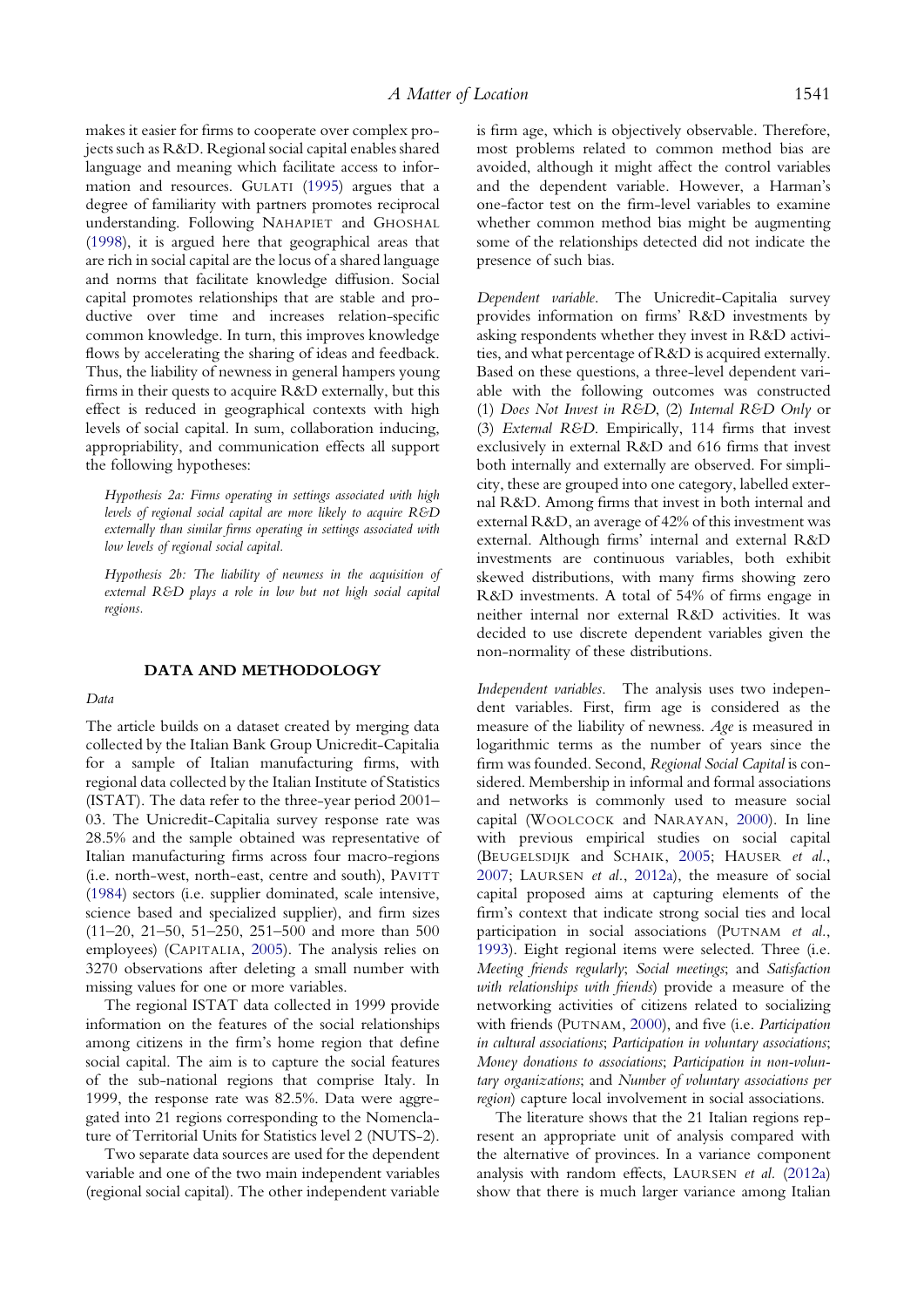makes it easier for firms to cooperate over complex projects such as R&D. Regional social capital enables shared language and meaning which facilitate access to information and resources. GULATI (1995) argues that a degree of familiarity with partners promotes reciprocal understanding. Following NAHAPIET and GHOSHAL (1998), it is argued here that geographical areas that are rich in social capital are the locus of a shared language and norms that facilitate knowledge diffusion. Social capital promotes relationships that are stable and productive over time and increases relation-specific common knowledge. In turn, this improves knowledge flows by accelerating the sharing of ideas and feedback. Thus, the liability of newness in general hampers young firms in their quests to acquire R&D externally, but this effect is reduced in geographical contexts with high levels of social capital. In sum, collaboration inducing, appropriability, and communication effects all support the following hypotheses:

*Hypothesis 2a: Firms operating in settings associated with high levels of regional social capital are more likely to acquire R&D externally than similar firms operating in settings associated with low levels of regional social capital.*

*Hypothesis 2b: The liability of newness in the acquisition of external R&D plays a role in low but not high social capital regions.*

## DATA AND METHODOLOGY

### Data

The article builds on a dataset created by merging data collected by the Italian Bank Group Unicredit-Capitalia for a sample of Italian manufacturing firms, with regional data collected by the Italian Institute of Statistics (ISTAT). The data refer to the three-year period 2001–03. The Unicredit-Capitalia survey response rate was 28.5% and the sample obtained was representative of Italian manufacturing firms across four macro-regions (i.e. north-west, north-east, centre and south), PAVITT (1984) sectors (i.e. supplier dominated, scale intensive, science based and specialized supplier), and firm sizes (11–20, 21–50, 51–250, 251–500 and more than 500 employees) (CAPITALIA, 2005). The analysis relies on 3270 observations after deleting a small number with missing values for one or more variables.

The regional ISTAT data collected in 1999 provide information on the features of the social relationships among citizens in the firm's home region that define social capital. The aim is to capture the social features of the sub-national regions that comprise Italy. In 1999, the response rate was 82.5%. Data were aggregated into 21 regions corresponding to the Nomenclature of Territorial Units for Statistics level 2 (NUTS-2).

Two separate data sources are used for the dependent variable and one of the two main independent variables (regional social capital). The other independent variable is firm age, which is objectively observable. Therefore, most problems related to common method bias are avoided, although it might affect the control variables and the dependent variable. However, a Harman's one-factor test on the firm-level variables to examine whether common method bias might be augmenting some of the relationships detected did not indicate the presence of such bias.

*Dependent variable.* The Unicredit-Capitalia survey provides information on firms' R&D investments by asking respondents whether they invest in R&D activities, and what percentage of R&D is acquired externally. Based on these questions, a three-level dependent variable with the following outcomes was constructed (1) *Does Not Invest in R&D*, (2) *Internal R&D Only* or (3) *External R&D*. Empirically, 114 firms that invest exclusively in external R&D and 616 firms that invest both internally and externally are observed. For simplicity, these are grouped into one category, labelled external R&D. Among firms that invest in both internal and external R&D, an average of 42% of this investment was external. Although firms' internal and external R&D investments are continuous variables, both exhibit skewed distributions, with many firms showing zero R&D investments. A total of 54% of firms engage in neither internal nor external R&D activities. It was decided to use discrete dependent variables given the non-normality of these distributions.

*Independent variables.* The analysis uses two independent variables. First, firm age is considered as the measure of the liability of newness. *Age* is measured in logarithmic terms as the number of years since the firm was founded. Second, *Regional Social Capital* is considered. Membership in informal and formal associations and networks is commonly used to measure social capital (WOOLCOCK and NARAYAN, 2000). In line with previous empirical studies on social capital (BEUGELSDIJK and SCHAIK, 2005; HAUSER *et al.*, 2007; LAURSEN *et al.*, 2012a), the measure of social capital proposed aims at capturing elements of the firm's context that indicate strong social ties and local participation in social associations (PUTNAM *et al.*, 1993). Eight regional items were selected. Three (i.e. *Meeting friends regularly*; *Social meetings*; and *Satisfaction with relationships with friends*) provide a measure of the networking activities of citizens related to socializing with friends (PUTNAM, 2000), and five (i.e. *Participation in cultural associations*; *Participation in voluntary associations*; *Money donations to associations*; *Participation in non-voluntary organizations*; and *Number of voluntary associations per region*) capture local involvement in social associations.

The literature shows that the 21 Italian regions represent an appropriate unit of analysis compared with the alternative of provinces. In a variance component analysis with random effects, LAURSEN *et al.* (2012a) show that there is much larger variance among Italian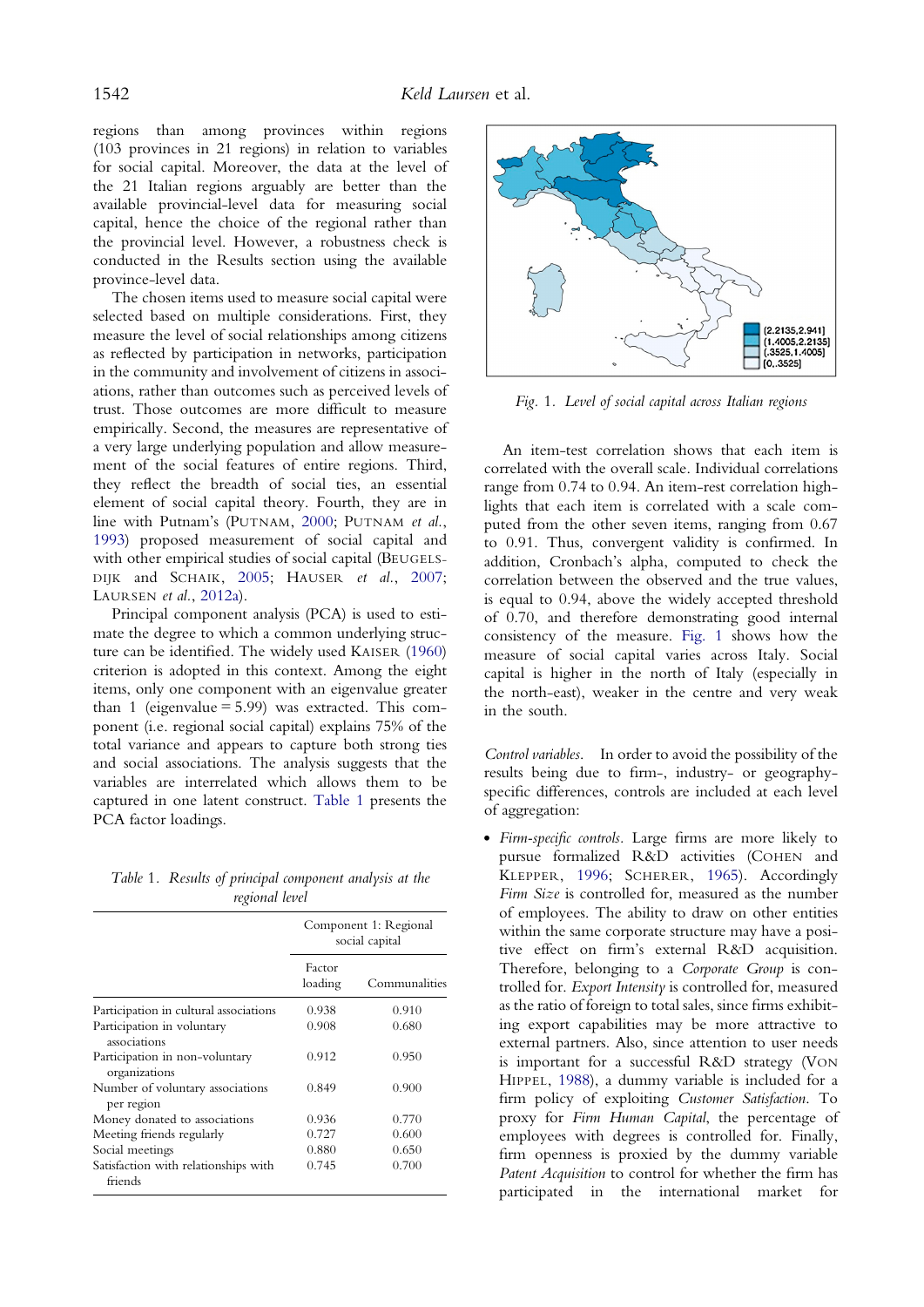regions than among provinces within regions (103 provinces in 21 regions) in relation to variables for social capital. Moreover, the data at the level of the 21 Italian regions arguably are better than the available provincial-level data for measuring social capital, hence the choice of the regional rather than the provincial level. However, a robustness check is conducted in the Results section using the available province-level data.

The chosen items used to measure social capital were selected based on multiple considerations. First, they measure the level of social relationships among citizens as reflected by participation in networks, participation in the community and involvement of citizens in associations, rather than outcomes such as perceived levels of trust. Those outcomes are more difficult to measure empirically. Second, the measures are representative of a very large underlying population and allow measurement of the social features of entire regions. Third, they reflect the breadth of social ties, an essential element of social capital theory. Fourth, they are in line with Putnam's (Putnam, 2000; Putnam *et al.*, 1993) proposed measurement of social capital and with other empirical studies of social capital (Beugelsdijk and Schaik, 2005; Hauser *et al.*, 2007; Laursen *et al.*, 2012a).

Principal component analysis (PCA) is used to estimate the degree to which a common underlying structure can be identified. The widely used Kaiser (1960) criterion is adopted in this context. Among the eight items, only one component with an eigenvalue greater than 1 (eigenvalue = 5.99) was extracted. This component (i.e. regional social capital) explains 75% of the total variance and appears to capture both strong ties and social associations. The analysis suggests that the variables are interrelated which allows them to be captured in one latent construct. Table 1 presents the PCA factor loadings.

*Table 1. Results of principal component analysis at the regional level*

| | Component 1: Regional social capital | |
|---|---|---|
| | Factor loading | Communalities |
| Participation in cultural associations | 0.938 | 0.910 |
| Participation in voluntary associations | 0.908 | 0.680 |
| Participation in non-voluntary organizations | 0.912 | 0.950 |
| Number of voluntary associations per region | 0.849 | 0.900 |
| Money donated to associations | 0.936 | 0.770 |
| Meeting friends regularly | 0.727 | 0.600 |
| Social meetings | 0.880 | 0.650 |
| Satisfaction with relationships with friends | 0.745 | 0.700 |

*Fig. 1. Level of social capital across Italian regions*

An item-test correlation shows that each item is correlated with the overall scale. Individual correlations range from 0.74 to 0.94. An item-rest correlation highlights that each item is correlated with a scale computed from the other seven items, ranging from 0.67 to 0.91. Thus, convergent validity is confirmed. In addition, Cronbach's alpha, computed to check the correlation between the observed and the true values, is equal to 0.94, above the widely accepted threshold of 0.70, and therefore demonstrating good internal consistency of the measure. Fig. 1 shows how the measure of social capital varies across Italy. Social capital is higher in the north of Italy (especially in the north-east), weaker in the centre and very weak in the south.

*Control variables.* In order to avoid the possibility of the results being due to firm-, industry- or geography-specific differences, controls are included at each level of aggregation:

- *Firm-specific controls*. Large firms are more likely to pursue formalized R&D activities (Cohen and Klepper, 1996; Scherer, 1965). Accordingly *Firm Size* is controlled for, measured as the number of employees. The ability to draw on other entities within the same corporate structure may have a positive effect on firm's external R&D acquisition. Therefore, belonging to a *Corporate Group* is controlled for. *Export Intensity* is controlled for, measured as the ratio of foreign to total sales, since firms exhibiting export capabilities may be more attractive to external partners. Also, since attention to user needs is important for a successful R&D strategy (Von Hippel, 1988), a dummy variable is included for a firm policy of exploiting *Customer Satisfaction*. To proxy for *Firm Human Capital*, the percentage of employees with degrees is controlled for. Finally, firm openness is proxied by the dummy variable *Patent Acquisition* to control for whether the firm has participated in the international market for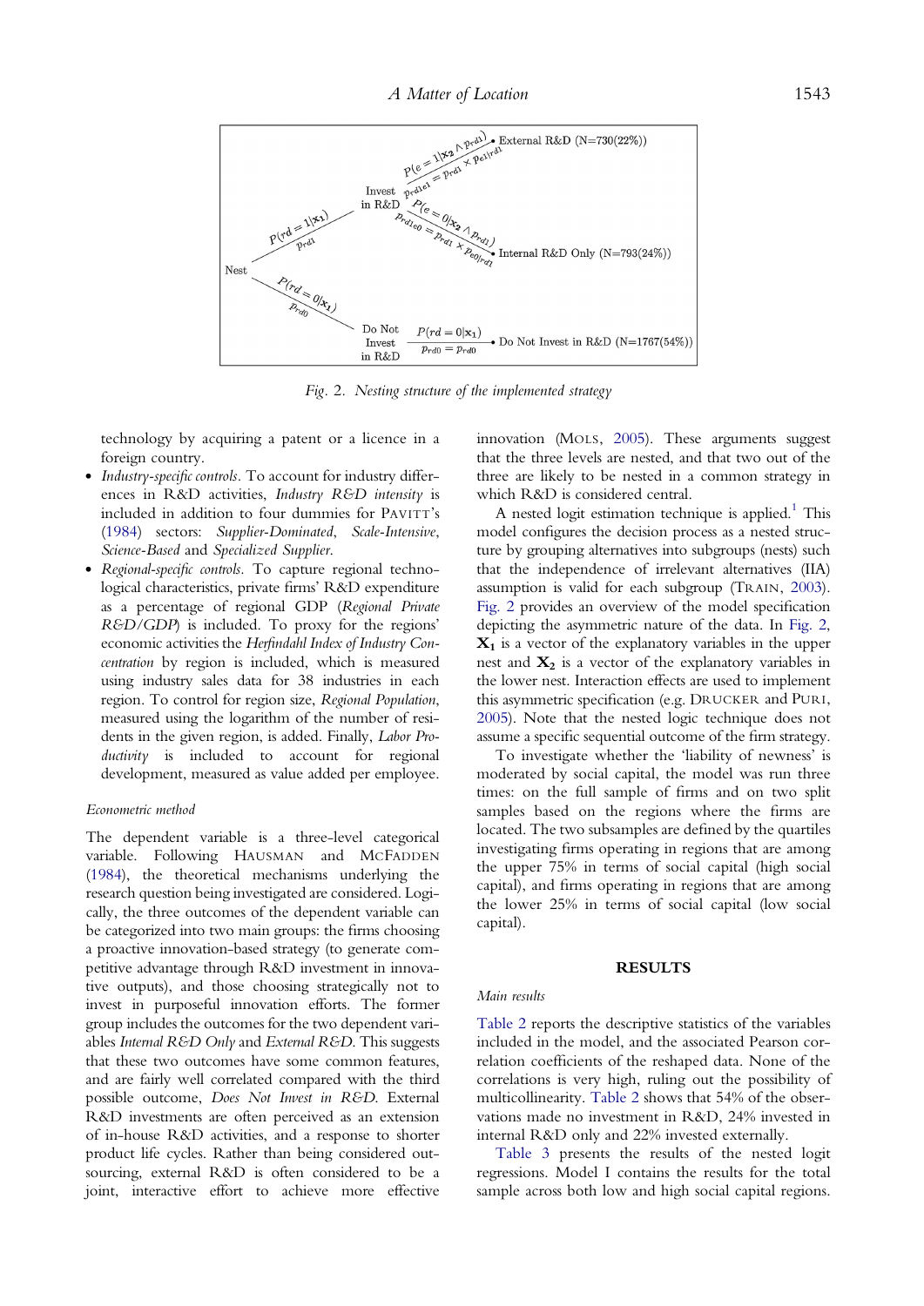Nest

$P(rd=1|\mathbf{x_1})$

$p_{rd1}$

Invest in R&D

$P(e=1|\mathbf{x_2} \wedge p_{rd1})$

$p_{rd1e1} = p_{rd1} \times p_{e1|rd1}$

External R&D (N=730(22%))

$P(e=0|\mathbf{x_2} \wedge p_{rd1})$

$p_{rd1e0} = p_{rd1} \times p_{e0|rd1}$

Internal R&D Only (N=793(24%))

$P(rd=0|\mathbf{x_1})$

$p_{rd0}$

Do Not Invest in R&D

$P(rd=0|\mathbf{x_1})$

$p_{rd0} = p_{rd0}$

Do Not Invest in R&D (N=1767(54%))

*Fig. 2. Nesting structure of the implemented strategy*

technology by acquiring a patent or a licence in a foreign country.

- *Industry-specific controls.* To account for industry differences in R&D activities, *Industry R&D intensity* is included in addition to four dummies for PAVITT's (1984) sectors: *Supplier-Dominated*, *Scale-Intensive*, *Science-Based* and *Specialized Supplier*.
- *Regional-specific controls.* To capture regional technological characteristics, private firms' R&D expenditure as a percentage of regional GDP (*Regional Private R&D/GDP*) is included. To proxy for the regions' economic activities the *Herfindahl Index of Industry Concentration* by region is included, which is measured using industry sales data for 38 industries in each region. To control for region size, *Regional Population*, measured using the logarithm of the number of residents in the given region, is added. Finally, *Labor Productivity* is included to account for regional development, measured as value added per employee.

#### *Econometric method*

The dependent variable is a three-level categorical variable. Following HAUSMAN and MCFADDEN (1984), the theoretical mechanisms underlying the research question being investigated are considered. Logically, the three outcomes of the dependent variable can be categorized into two main groups: the firms choosing a proactive innovation-based strategy (to generate competitive advantage through R&D investment in innovative outputs), and those choosing strategically not to invest in purposeful innovation efforts. The former group includes the outcomes for the two dependent variables *Internal R&D Only* and *External R&D*. This suggests that these two outcomes have some common features, and are fairly well correlated compared with the third possible outcome, *Does Not Invest in R&D*. External R&D investments are often perceived as an extension of in-house R&D activities, and a response to shorter product life cycles. Rather than being considered outsourcing, external R&D is often considered to be a joint, interactive effort to achieve more effective innovation (MOLS, 2005). These arguments suggest that the three levels are nested, and that two out of the three are likely to be nested in a common strategy in which R&D is considered central.

A nested logit estimation technique is applied.[1] This model configures the decision process as a nested structure by grouping alternatives into subgroups (nests) such that the independence of irrelevant alternatives (IIA) assumption is valid for each subgroup (TRAIN, 2003). Fig. 2 provides an overview of the model specification depicting the asymmetric nature of the data. In Fig. 2, $\mathbf{X_1}$ is a vector of the explanatory variables in the upper nest and $\mathbf{X_2}$ is a vector of the explanatory variables in the lower nest. Interaction effects are used to implement this asymmetric specification (e.g. DRUCKER and PURI, 2005). Note that the nested logic technique does not assume a specific sequential outcome of the firm strategy.

To investigate whether the 'liability of newness' is moderated by social capital, the model was run three times: on the full sample of firms and on two split samples based on the regions where the firms are located. The two subsamples are defined by the quartiles investigating firms operating in regions that are among the upper 75% in terms of social capital (high social capital), and firms operating in regions that are among the lower 25% in terms of social capital (low social capital).

## RESULTS

#### *Main results*

Table 2 reports the descriptive statistics of the variables included in the model, and the associated Pearson correlation coefficients of the reshaped data. None of the correlations is very high, ruling out the possibility of multicollinearity. Table 2 shows that 54% of the observations made no investment in R&D, 24% invested in internal R&D only and 22% invested externally.

Table 3 presents the results of the nested logit regressions. Model I contains the results for the total sample across both low and high social capital regions.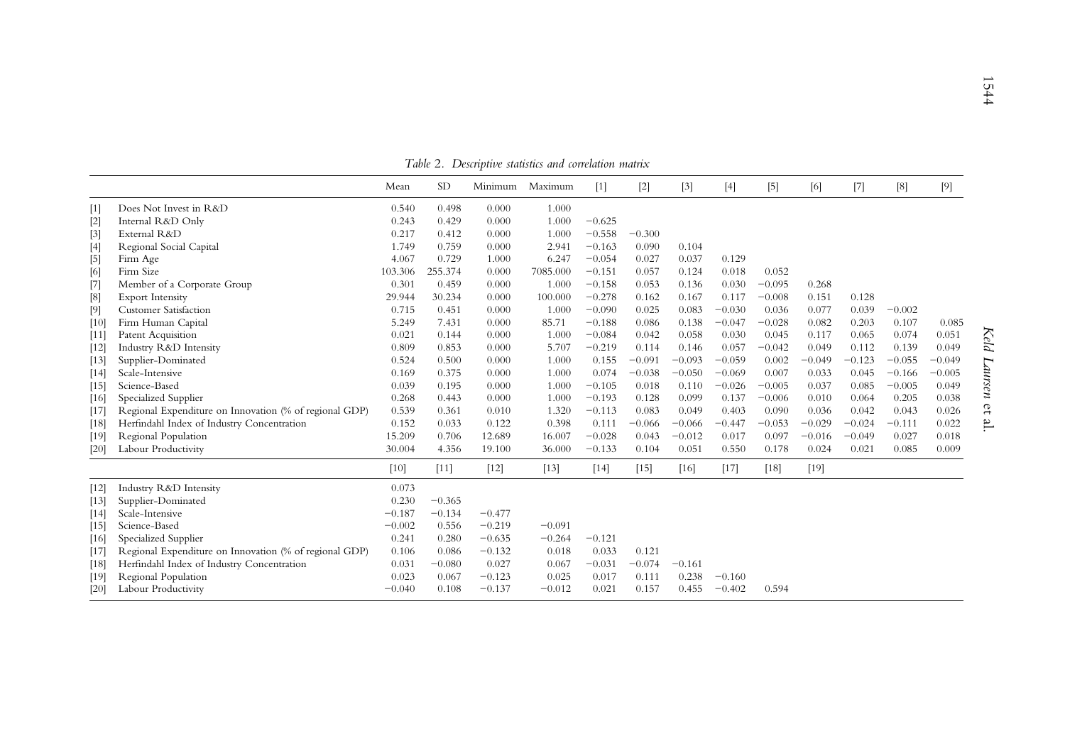*Table 2. Descriptive statistics and correlation matrix*

| | | Mean | SD | Minimum | Maximum | [1] | [2] | [3] | [4] | [5] | [6] | [7] | [8] | [9] |
|---|---|---|---|---|---|---|---|---|---|---|---|---|---|---|
| [1] | Does Not Invest in R&D | 0.540 | 0.498 | 0.000 | 1.000 | | | | | | | | | |
| [2] | Internal R&D Only | 0.243 | 0.429 | 0.000 | 1.000 | −0.625 | | | | | | | | |
| [3] | External R&D | 0.217 | 0.412 | 0.000 | 1.000 | −0.558 | −0.300 | | | | | | | |
| [4] | Regional Social Capital | 1.749 | 0.759 | 0.000 | 2.941 | −0.163 | 0.090 | 0.104 | | | | | | |
| [5] | Firm Age | 4.067 | 0.729 | 1.000 | 6.247 | −0.054 | 0.027 | 0.037 | 0.129 | | | | | |
| [6] | Firm Size | 103.306 | 255.374 | 0.000 | 7085.000 | −0.151 | 0.057 | 0.124 | 0.018 | 0.052 | | | | |
| [7] | Member of a Corporate Group | 0.301 | 0.459 | 0.000 | 1.000 | −0.158 | 0.053 | 0.136 | 0.030 | −0.095 | 0.268 | | | |
| [8] | Export Intensity | 29.944 | 30.234 | 0.000 | 100.000 | −0.278 | 0.162 | 0.167 | 0.117 | −0.008 | 0.151 | 0.128 | | |
| [9] | Customer Satisfaction | 0.715 | 0.451 | 0.000 | 1.000 | −0.090 | 0.025 | 0.083 | −0.030 | 0.036 | 0.077 | 0.039 | −0.002 | |
| [10] | Firm Human Capital | 5.249 | 7.431 | 0.000 | 85.71 | −0.188 | 0.086 | 0.138 | −0.047 | −0.028 | 0.082 | 0.203 | 0.107 | 0.085 |
| [11] | Patent Acquisition | 0.021 | 0.144 | 0.000 | 1.000 | −0.084 | 0.042 | 0.058 | 0.030 | 0.045 | 0.117 | 0.065 | 0.074 | 0.051 |
| [12] | Industry R&D Intensity | 0.809 | 0.853 | 0.000 | 5.707 | −0.219 | 0.114 | 0.146 | 0.057 | −0.042 | 0.049 | 0.112 | 0.139 | 0.049 |
| [13] | Supplier-Dominated | 0.524 | 0.500 | 0.000 | 1.000 | 0.155 | −0.091 | −0.093 | −0.059 | 0.002 | −0.049 | −0.123 | −0.055 | −0.049 |
| [14] | Scale-Intensive | 0.169 | 0.375 | 0.000 | 1.000 | 0.074 | −0.038 | −0.050 | −0.069 | 0.007 | 0.033 | 0.045 | −0.166 | −0.005 |
| [15] | Science-Based | 0.039 | 0.195 | 0.000 | 1.000 | −0.105 | 0.018 | 0.110 | −0.026 | −0.005 | 0.037 | 0.085 | −0.005 | 0.049 |
| [16] | Specialized Supplier | 0.268 | 0.443 | 0.000 | 1.000 | −0.193 | 0.128 | 0.099 | 0.137 | −0.006 | 0.010 | 0.064 | 0.205 | 0.038 |
| [17] | Regional Expenditure on Innovation (% of regional GDP) | 0.539 | 0.361 | 0.010 | 1.320 | −0.113 | 0.083 | 0.049 | 0.403 | 0.090 | 0.036 | 0.042 | 0.043 | 0.026 |
| [18] | Herfindahl Index of Industry Concentration | 0.152 | 0.033 | 0.122 | 0.398 | 0.111 | −0.066 | −0.066 | −0.447 | −0.053 | −0.029 | −0.024 | −0.111 | 0.022 |
| [19] | Regional Population | 15.209 | 0.706 | 12.689 | 16.007 | −0.028 | 0.043 | −0.012 | 0.017 | 0.097 | −0.016 | −0.049 | 0.027 | 0.018 |
| [20] | Labour Productivity | 30.004 | 4.356 | 19.100 | 36.000 | −0.133 | 0.104 | 0.051 | 0.550 | 0.178 | 0.024 | 0.021 | 0.085 | 0.009 |

| | | [10] | [11] | [12] | [13] | [14] | [15] | [16] | [17] | [18] | [19] |
|---|---|---|---|---|---|---|---|---|---|---|---|
| [12] | Industry R&D Intensity | 0.073 | | | | | | | | | |
| [13] | Supplier-Dominated | 0.230 | −0.365 | | | | | | | | |
| [14] | Scale-Intensive | −0.187 | −0.134 | −0.477 | | | | | | | |
| [15] | Science-Based | −0.002 | 0.556 | −0.219 | −0.091 | | | | | | |
| [16] | Specialized Supplier | 0.241 | 0.280 | −0.635 | −0.264 | −0.121 | | | | | |
| [17] | Regional Expenditure on Innovation (% of regional GDP) | 0.106 | 0.086 | −0.132 | 0.018 | 0.033 | 0.121 | | | | |
| [18] | Herfindahl Index of Industry Concentration | 0.031 | −0.080 | 0.027 | 0.067 | −0.031 | −0.074 | −0.161 | | | |
| [19] | Regional Population | 0.023 | 0.067 | −0.123 | 0.025 | 0.017 | 0.111 | 0.238 | −0.160 | | |
| [20] | Labour Productivity | −0.040 | 0.108 | −0.137 | −0.012 | 0.021 | 0.157 | 0.455 | −0.402 | 0.594 | |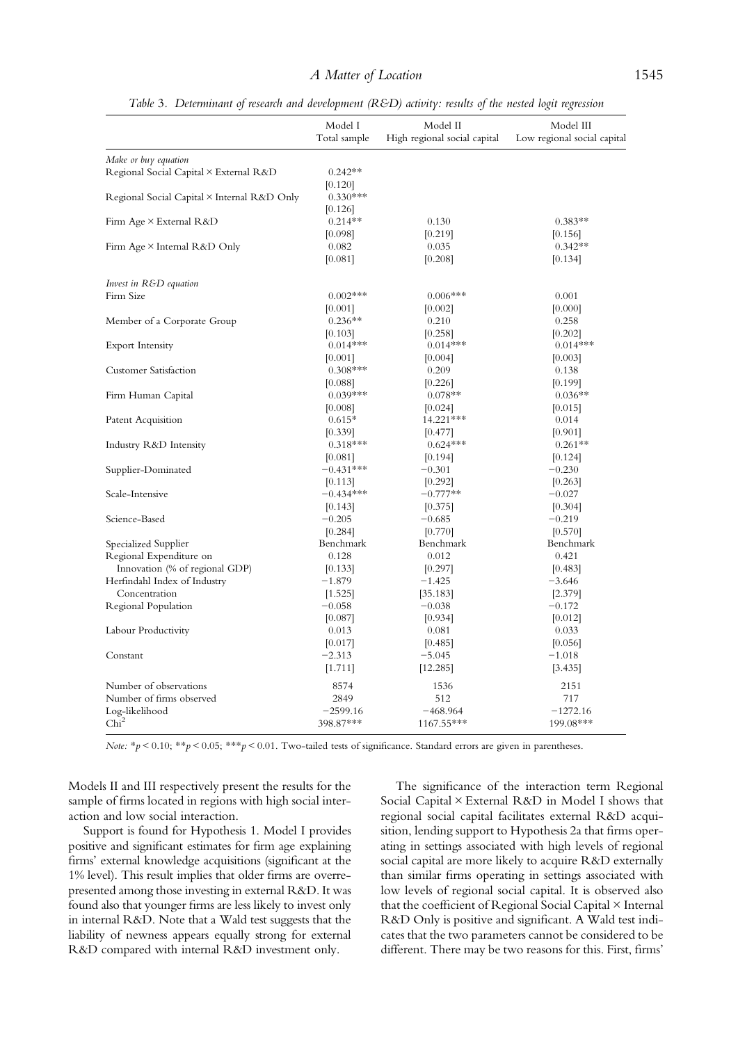*Table 3. Determinant of research and development (R&D) activity: results of the nested logit regression*

| | Model I Total sample | Model II High regional social capital | Model III Low regional social capital |
|---|---|---|---|
| *Make or buy equation* | | | |
| Regional Social Capital × External R&D | 0.242** | | |
| | [0.120] | | |
| Regional Social Capital × Internal R&D Only | 0.330*** | | |
| | [0.126] | | |
| Firm Age × External R&D | 0.214** | 0.130 | 0.383** |
| | [0.098] | [0.219] | [0.156] |
| Firm Age × Internal R&D Only | 0.082 | 0.035 | 0.342** |
| | [0.081] | [0.208] | [0.134] |
| *Invest in R&D equation* | | | |
| Firm Size | 0.002*** | 0.006*** | 0.001 |
| | [0.001] | [0.002] | [0.000] |
| Member of a Corporate Group | 0.236** | 0.210 | 0.258 |
| | [0.103] | [0.258] | [0.202] |
| Export Intensity | 0.014*** | 0.014*** | 0.014*** |
| | [0.001] | [0.004] | [0.003] |
| Customer Satisfaction | 0.308*** | 0.209 | 0.138 |
| | [0.088] | [0.226] | [0.199] |
| Firm Human Capital | 0.039*** | 0.078** | 0.036** |
| | [0.008] | [0.024] | [0.015] |
| Patent Acquisition | 0.615* | 14.221*** | 0.014 |
| | [0.339] | [0.477] | [0.901] |
| Industry R&D Intensity | 0.318*** | 0.624*** | 0.261** |
| | [0.081] | [0.194] | [0.124] |
| Supplier-Dominated | −0.431*** | −0.301 | −0.230 |
| | [0.113] | [0.292] | [0.263] |
| Scale-Intensive | −0.434*** | −0.777** | −0.027 |
| | [0.143] | [0.375] | [0.304] |
| Science-Based | −0.205 | −0.685 | −0.219 |
| | [0.284] | [0.770] | [0.570] |
| Specialized Supplier | Benchmark | Benchmark | Benchmark |
| Regional Expenditure on Innovation (% of regional GDP) | 0.128 | 0.012 | 0.421 |
| | [0.133] | [0.297] | [0.483] |
| Herfindahl Index of Industry Concentration | −1.879 | −1.425 | −3.646 |
| | [1.525] | [35.183] | [2.379] |
| Regional Population | −0.058 | −0.038 | −0.172 |
| | [0.087] | [0.934] | [0.012] |
| Labour Productivity | 0.013 | 0.081 | 0.033 |
| | [0.017] | [0.485] | [0.056] |
| Constant | −2.313 | −5.045 | −1.018 |
| | [1.711] | [12.285] | [3.435] |
| Number of observations | 8574 | 1536 | 2151 |
| Number of firms observed | 2849 | 512 | 717 |
| Log-likelihood | −2599.16 | −468.964 | −1272.16 |
| $Chi^2$ | 398.87*** | 1167.55*** | 199.08*** |

*Note:* *$p < 0.10$; **$p < 0.05$; ***$p < 0.01$. Two-tailed tests of significance. Standard errors are given in parentheses.

Models II and III respectively present the results for the sample of firms located in regions with high social interaction and low social interaction.

Support is found for Hypothesis 1. Model I provides positive and significant estimates for firm age explaining firms' external knowledge acquisitions (significant at the 1% level). This result implies that older firms are overrepresented among those investing in external R&D. It was found also that younger firms are less likely to invest only in internal R&D. Note that a Wald test suggests that the liability of newness appears equally strong for external R&D compared with internal R&D investment only.

The significance of the interaction term Regional Social Capital × External R&D in Model I shows that regional social capital facilitates external R&D acquisition, lending support to Hypothesis 2a that firms operating in settings associated with high levels of regional social capital are more likely to acquire R&D externally than similar firms operating in settings associated with low levels of regional social capital. It is observed also that the coefficient of Regional Social Capital × Internal R&D Only is positive and significant. A Wald test indicates that the two parameters cannot be considered to be different. There may be two reasons for this. First, firms'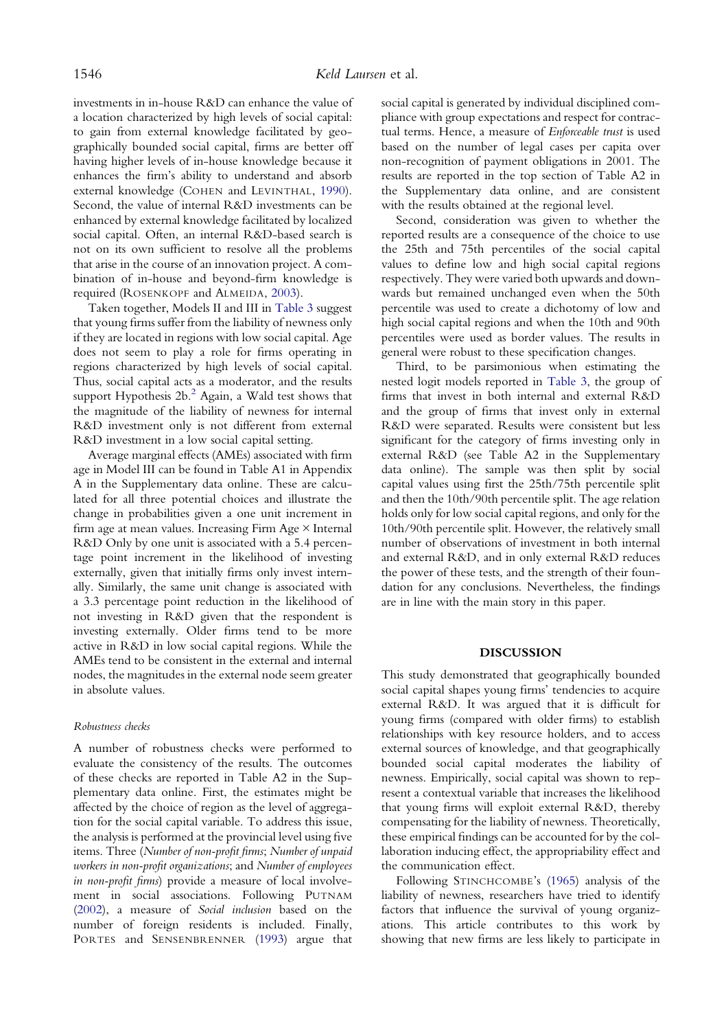investments in in-house R&D can enhance the value of a location characterized by high levels of social capital: to gain from external knowledge facilitated by geographically bounded social capital, firms are better off having higher levels of in-house knowledge because it enhances the firm's ability to understand and absorb external knowledge (COHEN and LEVINTHAL, 1990). Second, the value of internal R&D investments can be enhanced by external knowledge facilitated by localized social capital. Often, an internal R&D-based search is not on its own sufficient to resolve all the problems that arise in the course of an innovation project. A combination of in-house and beyond-firm knowledge is required (ROSENKOPF and ALMEIDA, 2003).

Taken together, Models II and III in Table 3 suggest that young firms suffer from the liability of newness only if they are located in regions with low social capital. Age does not seem to play a role for firms operating in regions characterized by high levels of social capital. Thus, social capital acts as a moderator, and the results support Hypothesis 2b.[2] Again, a Wald test shows that the magnitude of the liability of newness for internal R&D investment only is not different from external R&D investment in a low social capital setting.

Average marginal effects (AMEs) associated with firm age in Model III can be found in Table A1 in Appendix A in the Supplementary data online. These are calculated for all three potential choices and illustrate the change in probabilities given a one unit increment in firm age at mean values. Increasing Firm Age × Internal R&D Only by one unit is associated with a 5.4 percentage point increment in the likelihood of investing externally, given that initially firms only invest internally. Similarly, the same unit change is associated with a 3.3 percentage point reduction in the likelihood of not investing in R&D given that the respondent is investing externally. Older firms tend to be more active in R&D in low social capital regions. While the AMEs tend to be consistent in the external and internal nodes, the magnitudes in the external node seem greater in absolute values.

### *Robustness checks*

A number of robustness checks were performed to evaluate the consistency of the results. The outcomes of these checks are reported in Table A2 in the Supplementary data online. First, the estimates might be affected by the choice of region as the level of aggregation for the social capital variable. To address this issue, the analysis is performed at the provincial level using five items. Three (*Number of non-profit firms*; *Number of unpaid workers in non-profit organizations*; and *Number of employees in non-profit firms*) provide a measure of local involvement in social associations. Following PUTNAM (2002), a measure of *Social inclusion* based on the number of foreign residents is included. Finally, PORTES and SENSENBRENNER (1993) argue that social capital is generated by individual disciplined compliance with group expectations and respect for contractual terms. Hence, a measure of *Enforceable trust* is used based on the number of legal cases per capita over non-recognition of payment obligations in 2001. The results are reported in the top section of Table A2 in the Supplementary data online, and are consistent with the results obtained at the regional level.

Second, consideration was given to whether the reported results are a consequence of the choice to use the 25th and 75th percentiles of the social capital values to define low and high social capital regions respectively. They were varied both upwards and downwards but remained unchanged even when the 50th percentile was used to create a dichotomy of low and high social capital regions and when the 10th and 90th percentiles were used as border values. The results in general were robust to these specification changes.

Third, to be parsimonious when estimating the nested logit models reported in Table 3, the group of firms that invest in both internal and external R&D and the group of firms that invest only in external R&D were separated. Results were consistent but less significant for the category of firms investing only in external R&D (see Table A2 in the Supplementary data online). The sample was then split by social capital values using first the 25th/75th percentile split and then the 10th/90th percentile split. The age relation holds only for low social capital regions, and only for the 10th/90th percentile split. However, the relatively small number of observations of investment in both internal and external R&D, and in only external R&D reduces the power of these tests, and the strength of their foundation for any conclusions. Nevertheless, the findings are in line with the main story in this paper.

## DISCUSSION

This study demonstrated that geographically bounded social capital shapes young firms' tendencies to acquire external R&D. It was argued that it is difficult for young firms (compared with older firms) to establish relationships with key resource holders, and to access external sources of knowledge, and that geographically bounded social capital moderates the liability of newness. Empirically, social capital was shown to represent a contextual variable that increases the likelihood that young firms will exploit external R&D, thereby compensating for the liability of newness. Theoretically, these empirical findings can be accounted for by the collaboration inducing effect, the appropriability effect and the communication effect.

Following STINCHCOMBE'S (1965) analysis of the liability of newness, researchers have tried to identify factors that influence the survival of young organizations. This article contributes to this work by showing that new firms are less likely to participate in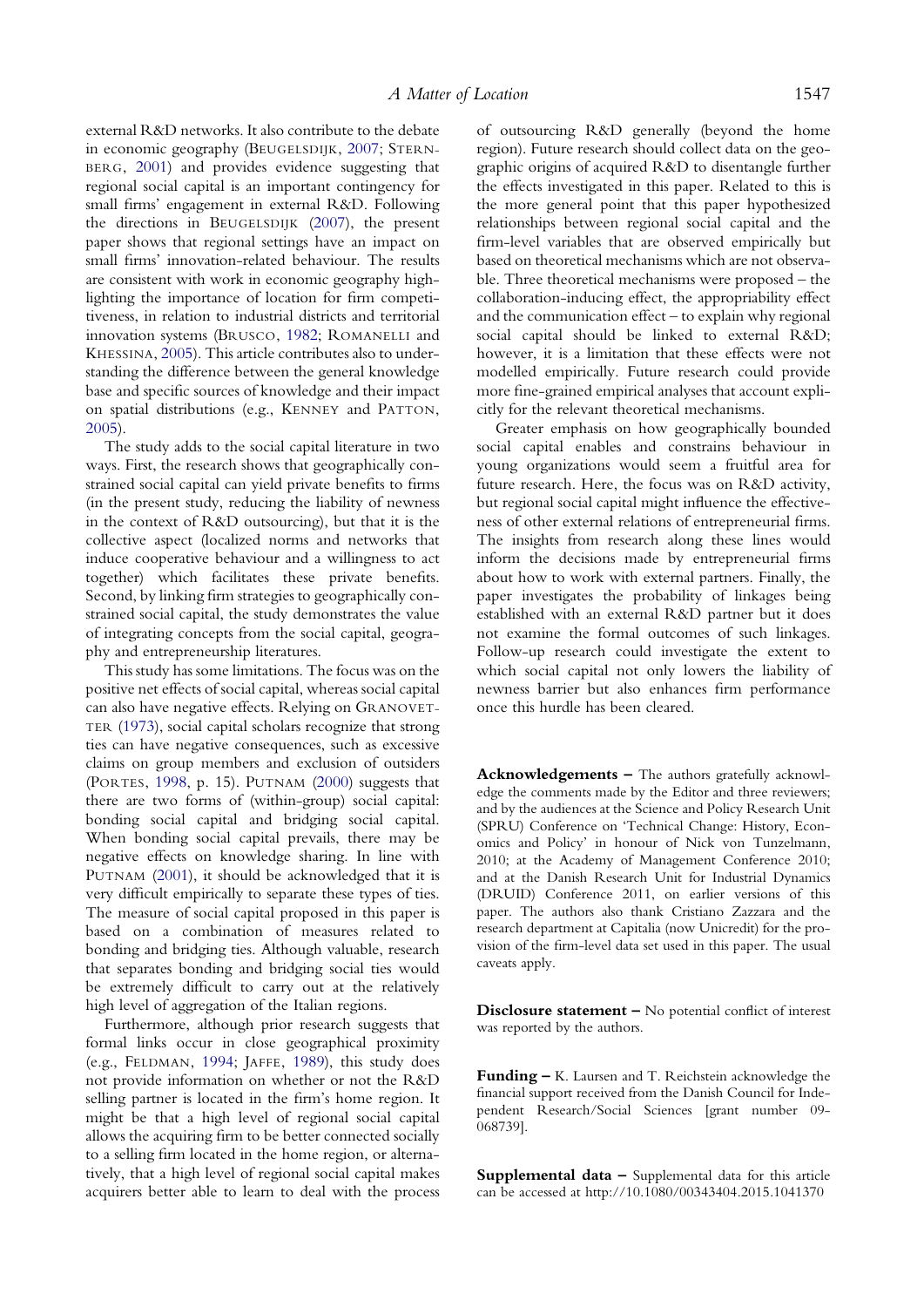external R&D networks. It also contribute to the debate in economic geography (BEUGELSDIJK, 2007; STERNBERG, 2001) and provides evidence suggesting that regional social capital is an important contingency for small firms' engagement in external R&D. Following the directions in BEUGELSDIJK (2007), the present paper shows that regional settings have an impact on small firms' innovation-related behaviour. The results are consistent with work in economic geography highlighting the importance of location for firm competitiveness, in relation to industrial districts and territorial innovation systems (BRUSCO, 1982; ROMANELLI and KHESSINA, 2005). This article contributes also to understanding the difference between the general knowledge base and specific sources of knowledge and their impact on spatial distributions (e.g., KENNEY and PATTON, 2005).

The study adds to the social capital literature in two ways. First, the research shows that geographically constrained social capital can yield private benefits to firms (in the present study, reducing the liability of newness in the context of R&D outsourcing), but that it is the collective aspect (localized norms and networks that induce cooperative behaviour and a willingness to act together) which facilitates these private benefits. Second, by linking firm strategies to geographically constrained social capital, the study demonstrates the value of integrating concepts from the social capital, geography and entrepreneurship literatures.

This study has some limitations. The focus was on the positive net effects of social capital, whereas social capital can also have negative effects. Relying on GRANOVETTER (1973), social capital scholars recognize that strong ties can have negative consequences, such as excessive claims on group members and exclusion of outsiders (PORTES, 1998, p. 15). PUTNAM (2000) suggests that there are two forms of (within-group) social capital: bonding social capital and bridging social capital. When bonding social capital prevails, there may be negative effects on knowledge sharing. In line with PUTNAM (2001), it should be acknowledged that it is very difficult empirically to separate these types of ties. The measure of social capital proposed in this paper is based on a combination of measures related to bonding and bridging ties. Although valuable, research that separates bonding and bridging social ties would be extremely difficult to carry out at the relatively high level of aggregation of the Italian regions.

Furthermore, although prior research suggests that formal links occur in close geographical proximity (e.g., FELDMAN, 1994; JAFFE, 1989), this study does not provide information on whether or not the R&D selling partner is located in the firm's home region. It might be that a high level of regional social capital allows the acquiring firm to be better connected socially to a selling firm located in the home region, or alternatively, that a high level of regional social capital makes acquirers better able to learn to deal with the process of outsourcing R&D generally (beyond the home region). Future research should collect data on the geographic origins of acquired R&D to disentangle further the effects investigated in this paper. Related to this is the more general point that this paper hypothesized relationships between regional social capital and the firm-level variables that are observed empirically but based on theoretical mechanisms which are not observable. Three theoretical mechanisms were proposed – the collaboration-inducing effect, the appropriability effect and the communication effect – to explain why regional social capital should be linked to external R&D; however, it is a limitation that these effects were not modelled empirically. Future research could provide more fine-grained empirical analyses that account explicitly for the relevant theoretical mechanisms.

Greater emphasis on how geographically bounded social capital enables and constrains behaviour in young organizations would seem a fruitful area for future research. Here, the focus was on R&D activity, but regional social capital might influence the effectiveness of other external relations of entrepreneurial firms. The insights from research along these lines would inform the decisions made by entrepreneurial firms about how to work with external partners. Finally, the paper investigates the probability of linkages being established with an external R&D partner but it does not examine the formal outcomes of such linkages. Follow-up research could investigate the extent to which social capital not only lowers the liability of newness barrier but also enhances firm performance once this hurdle has been cleared.

**Acknowledgements –** The authors gratefully acknowledge the comments made by the Editor and three reviewers; and by the audiences at the Science and Policy Research Unit (SPRU) Conference on 'Technical Change: History, Economics and Policy' in honour of Nick von Tunzelmann, 2010; at the Academy of Management Conference 2010; and at the Danish Research Unit for Industrial Dynamics (DRUID) Conference 2011, on earlier versions of this paper. The authors also thank Cristiano Zazzara and the research department at Capitalia (now Unicredit) for the provision of the firm-level data set used in this paper. The usual caveats apply.

**Disclosure statement –** No potential conflict of interest was reported by the authors.

**Funding –** K. Laursen and T. Reichstein acknowledge the financial support received from the Danish Council for Independent Research/Social Sciences [grant number 09-068739].

**Supplemental data –** Supplemental data for this article can be accessed at http://10.1080/00343404.2015.1041370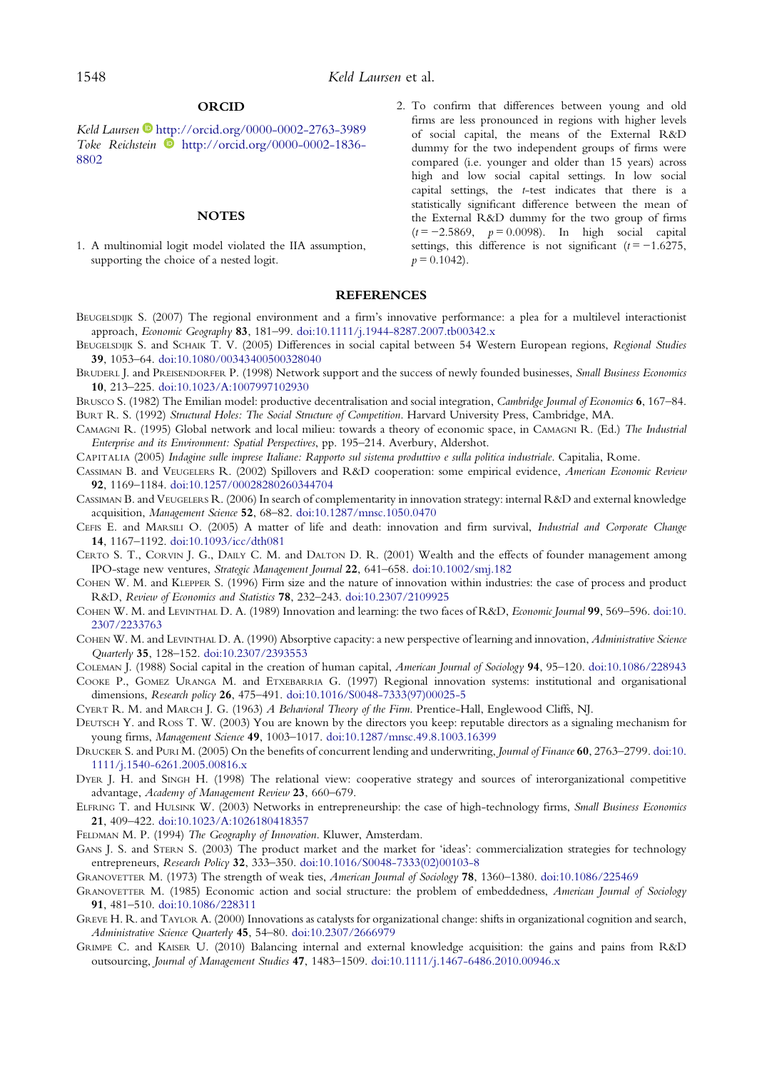## ORCID

*Keld Laursen* http://orcid.org/0000-0002-2763-3989
*Toke Reichstein* http://orcid.org/0000-0002-1836-8802

## NOTES

1. A multinomial logit model violated the IIA assumption, supporting the choice of a nested logit.
2. To confirm that differences between young and old firms are less pronounced in regions with higher levels of social capital, the means of the External R&D dummy for the two independent groups of firms were compared (i.e. younger and older than 15 years) across high and low social capital settings. In low social capital settings, the *t*-test indicates that there is a statistically significant difference between the mean of the External R&D dummy for the two group of firms ($t = -2.5869$, $p = 0.0098$). In high social capital settings, this difference is not significant ($t = -1.6275$, $p = 0.1042$).

## REFERENCES

Beugelsdijk S. (2007) The regional environment and a firm's innovative performance: a plea for a multilevel interactionist approach, *Economic Geography* **83**, 181–99. doi:10.1111/j.1944-8287.2007.tb00342.x

Beugelsdijk S. and Schaik T. V. (2005) Differences in social capital between 54 Western European regions, *Regional Studies* **39**, 1053–64. doi:10.1080/00343400500328040

Bruderl J. and Preisendorfer P. (1998) Network support and the success of newly founded businesses, *Small Business Economics* **10**, 213–225. doi:10.1023/A:1007997102930

Brusco S. (1982) The Emilian model: productive decentralisation and social integration, *Cambridge Journal of Economics* **6**, 167–84.

Burt R. S. (1992) *Structural Holes: The Social Structure of Competition*. Harvard University Press, Cambridge, MA.

Camagni R. (1995) Global network and local milieu: towards a theory of economic space, in Camagni R. (Ed.) *The Industrial Enterprise and its Environment: Spatial Perspectives*, pp. 195–214. Averbury, Aldershot.

Capitalia (2005) *Indagine sulle imprese Italiane: Rapporto sul sistema produttivo e sulla politica industriale*. Capitalia, Rome.

Cassiman B. and Veugelers R. (2002) Spillovers and R&D cooperation: some empirical evidence, *American Economic Review* **92**, 1169–1184. doi:10.1257/00028280260344704

Cassiman B. and Veugelers R. (2006) In search of complementarity in innovation strategy: internal R&D and external knowledge acquisition, *Management Science* **52**, 68–82. doi:10.1287/mnsc.1050.0470

Cefis E. and Marsili O. (2005) A matter of life and death: innovation and firm survival, *Industrial and Corporate Change* **14**, 1167–1192. doi:10.1093/icc/dth081

Certo S. T., Corvin J. G., Daily C. M. and Dalton D. R. (2001) Wealth and the effects of founder management among IPO-stage new ventures, *Strategic Management Journal* **22**, 641–658. doi:10.1002/smj.182

Cohen W. M. and Klepper S. (1996) Firm size and the nature of innovation within industries: the case of process and product R&D, *Review of Economics and Statistics* **78**, 232–243. doi:10.2307/2109925

Cohen W. M. and Levinthal D. A. (1989) Innovation and learning: the two faces of R&D, *Economic Journal* **99**, 569–596. doi:10.2307/2233763

Cohen W. M. and Levinthal D. A. (1990) Absorptive capacity: a new perspective of learning and innovation, *Administrative Science Quarterly* **35**, 128–152. doi:10.2307/2393553

Coleman J. (1988) Social capital in the creation of human capital, *American Journal of Sociology* **94**, 95–120. doi:10.1086/228943

Cooke P., Gomez Uranga M. and Etxebarria G. (1997) Regional innovation systems: institutional and organisational dimensions, *Research policy* **26**, 475–491. doi:10.1016/S0048-7333(97)00025-5

Cyert R. M. and March J. G. (1963) *A Behavioral Theory of the Firm*. Prentice-Hall, Englewood Cliffs, NJ.

Deutsch Y. and Ross T. W. (2003) You are known by the directors you keep: reputable directors as a signaling mechanism for young firms, *Management Science* **49**, 1003–1017. doi:10.1287/mnsc.49.8.1003.16399

Drucker S. and Puri M. (2005) On the benefits of concurrent lending and underwriting, *Journal of Finance* **60**, 2763–2799. doi:10.1111/j.1540-6261.2005.00816.x

Dyer J. H. and Singh H. (1998) The relational view: cooperative strategy and sources of interorganizational competitive advantage, *Academy of Management Review* **23**, 660–679.

Elfring T. and Hulsink W. (2003) Networks in entrepreneurship: the case of high-technology firms, *Small Business Economics* **21**, 409–422. doi:10.1023/A:1026180418357

Feldman M. P. (1994) *The Geography of Innovation*. Kluwer, Amsterdam.

Gans J. S. and Stern S. (2003) The product market and the market for 'ideas': commercialization strategies for technology entrepreneurs, *Research Policy* **32**, 333–350. doi:10.1016/S0048-7333(02)00103-8

Granovetter M. (1973) The strength of weak ties, *American Journal of Sociology* **78**, 1360–1380. doi:10.1086/225469

Granovetter M. (1985) Economic action and social structure: the problem of embeddedness, *American Journal of Sociology* **91**, 481–510. doi:10.1086/228311

Greve H. R. and Taylor A. (2000) Innovations as catalysts for organizational change: shifts in organizational cognition and search, *Administrative Science Quarterly* **45**, 54–80. doi:10.2307/2666979

Grimpe C. and Kaiser U. (2010) Balancing internal and external knowledge acquisition: the gains and pains from R&D outsourcing, *Journal of Management Studies* **47**, 1483–1509. doi:10.1111/j.1467-6486.2010.00946.x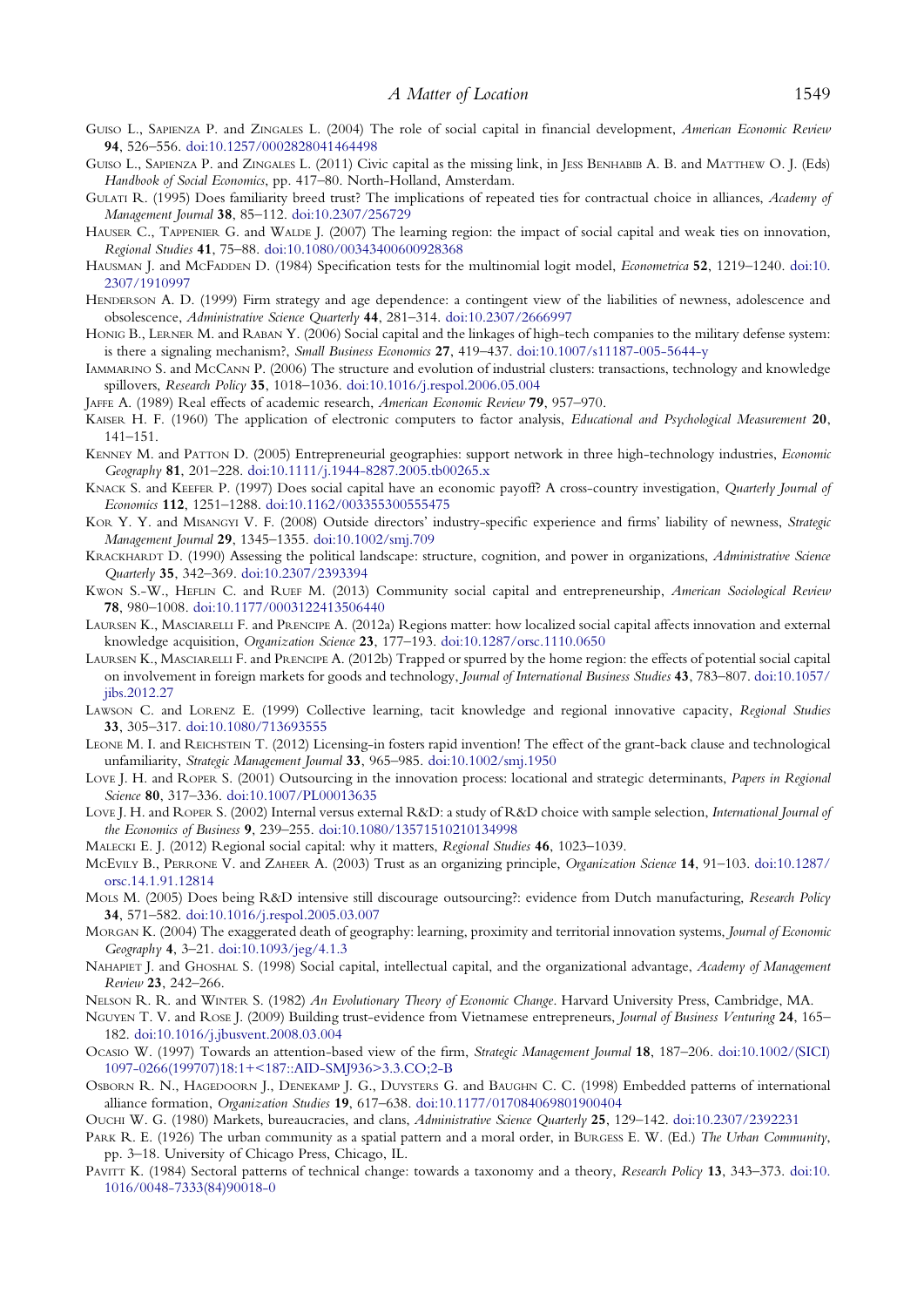Guiso L., Sapienza P. and Zingales L. (2004) The role of social capital in financial development, *American Economic Review* **94**, 526–556. doi:10.1257/0002828041464498

Guiso L., Sapienza P. and Zingales L. (2011) Civic capital as the missing link, in Jess Benhabib A. B. and Matthew O. J. (Eds) *Handbook of Social Economics*, pp. 417–80. North-Holland, Amsterdam.

Gulati R. (1995) Does familiarity breed trust? The implications of repeated ties for contractual choice in alliances, *Academy of Management Journal* **38**, 85–112. doi:10.2307/256729

Hauser C., Tappenier G. and Walde J. (2007) The learning region: the impact of social capital and weak ties on innovation, *Regional Studies* **41**, 75–88. doi:10.1080/00343400600928368

Hausman J. and McFadden D. (1984) Specification tests for the multinomial logit model, *Econometrica* **52**, 1219–1240. doi:10.2307/1910997

Henderson A. D. (1999) Firm strategy and age dependence: a contingent view of the liabilities of newness, adolescence and obsolescence, *Administrative Science Quarterly* **44**, 281–314. doi:10.2307/2666997

Honig B., Lerner M. and Raban Y. (2006) Social capital and the linkages of high-tech companies to the military defense system: is there a signaling mechanism?, *Small Business Economics* **27**, 419–437. doi:10.1007/s11187-005-5644-y

Iammarino S. and McCann P. (2006) The structure and evolution of industrial clusters: transactions, technology and knowledge spillovers, *Research Policy* **35**, 1018–1036. doi:10.1016/j.respol.2006.05.004

Jaffe A. (1989) Real effects of academic research, *American Economic Review* **79**, 957–970.

Kaiser H. F. (1960) The application of electronic computers to factor analysis, *Educational and Psychological Measurement* **20**, 141–151.

Kenney M. and Patton D. (2005) Entrepreneurial geographies: support network in three high-technology industries, *Economic Geography* **81**, 201–228. doi:10.1111/j.1944-8287.2005.tb00265.x

Knack S. and Keefer P. (1997) Does social capital have an economic payoff? A cross-country investigation, *Quarterly Journal of Economics* **112**, 1251–1288. doi:10.1162/003355300555475

Kor Y. Y. and Misangyi V. F. (2008) Outside directors' industry-specific experience and firms' liability of newness, *Strategic Management Journal* **29**, 1345–1355. doi:10.1002/smj.709

Krackhardt D. (1990) Assessing the political landscape: structure, cognition, and power in organizations, *Administrative Science Quarterly* **35**, 342–369. doi:10.2307/2393394

Kwon S.-W., Heflin C. and Ruef M. (2013) Community social capital and entrepreneurship, *American Sociological Review* **78**, 980–1008. doi:10.1177/0003122413506440

Laursen K., Masciarelli F. and Prencipe A. (2012a) Regions matter: how localized social capital affects innovation and external knowledge acquisition, *Organization Science* **23**, 177–193. doi:10.1287/orsc.1110.0650

Laursen K., Masciarelli F. and Prencipe A. (2012b) Trapped or spurred by the home region: the effects of potential social capital on involvement in foreign markets for goods and technology, *Journal of International Business Studies* **43**, 783–807. doi:10.1057/jibs.2012.27

Lawson C. and Lorenz E. (1999) Collective learning, tacit knowledge and regional innovative capacity, *Regional Studies* **33**, 305–317. doi:10.1080/713693555

Leone M. I. and Reichstein T. (2012) Licensing-in fosters rapid invention! The effect of the grant-back clause and technological unfamiliarity, *Strategic Management Journal* **33**, 965–985. doi:10.1002/smj.1950

Love J. H. and Roper S. (2001) Outsourcing in the innovation process: locational and strategic determinants, *Papers in Regional Science* **80**, 317–336. doi:10.1007/PL00013635

Love J. H. and Roper S. (2002) Internal versus external R&D: a study of R&D choice with sample selection, *International Journal of the Economics of Business* **9**, 239–255. doi:10.1080/13571510210134998

Malecki E. J. (2012) Regional social capital: why it matters, *Regional Studies* **46**, 1023–1039.

McEvily B., Perrone V. and Zaheer A. (2003) Trust as an organizing principle, *Organization Science* **14**, 91–103. doi:10.1287/orsc.14.1.91.12814

Mols M. (2005) Does being R&D intensive still discourage outsourcing?: evidence from Dutch manufacturing, *Research Policy* **34**, 571–582. doi:10.1016/j.respol.2005.03.007

Morgan K. (2004) The exaggerated death of geography: learning, proximity and territorial innovation systems, *Journal of Economic Geography* **4**, 3–21. doi:10.1093/jeg/4.1.3

Nahapiet J. and Ghoshal S. (1998) Social capital, intellectual capital, and the organizational advantage, *Academy of Management Review* **23**, 242–266.

Nelson R. R. and Winter S. (1982) *An Evolutionary Theory of Economic Change*. Harvard University Press, Cambridge, MA.

Nguyen T. V. and Rose J. (2009) Building trust-evidence from Vietnamese entrepreneurs, *Journal of Business Venturing* **24**, 165–182. doi:10.1016/j.jbusvent.2008.03.004

Ocasio W. (1997) Towards an attention-based view of the firm, *Strategic Management Journal* **18**, 187–206. doi:10.1002/(SICI)1097-0266(199707)18:1+<187::AID-SMJ936>3.3.CO;2-B

Osborn R. N., Hagedoorn J., Denekamp J. G., Duysters G. and Baughn C. C. (1998) Embedded patterns of international alliance formation, *Organization Studies* **19**, 617–638. doi:10.1177/017084069801900404

Ouchi W. G. (1980) Markets, bureaucracies, and clans, *Administrative Science Quarterly* **25**, 129–142. doi:10.2307/2392231

Park R. E. (1926) The urban community as a spatial pattern and a moral order, in Burgess E. W. (Ed.) *The Urban Community*, pp. 3–18. University of Chicago Press, Chicago, IL.

Pavitt K. (1984) Sectoral patterns of technical change: towards a taxonomy and a theory, *Research Policy* **13**, 343–373. doi:10.1016/0048-7333(84)90018-0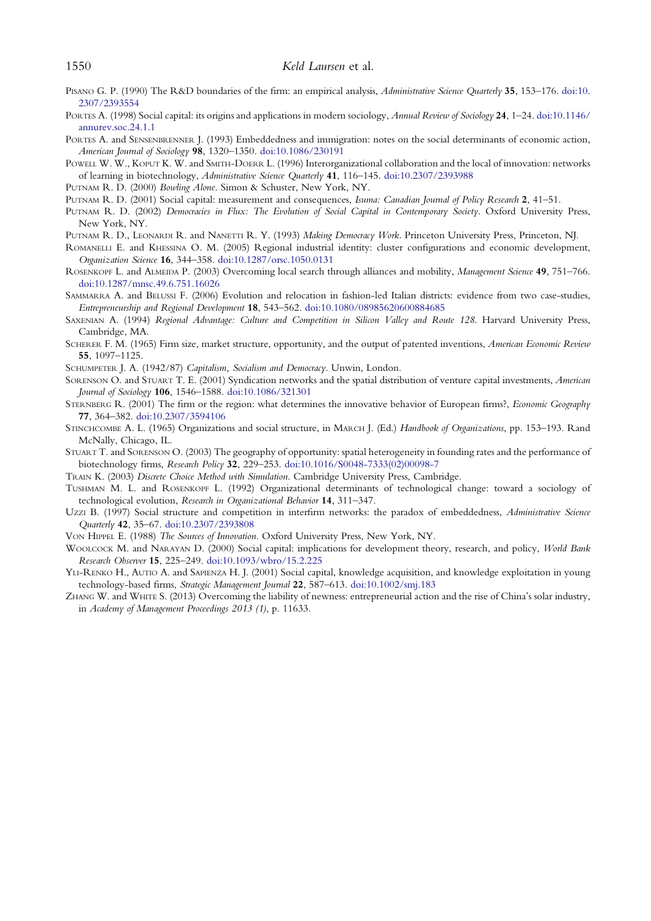Pisano G. P. (1990) The R&D boundaries of the firm: an empirical analysis, *Administrative Science Quarterly* **35**, 153–176. doi:10.2307/2393554

Portes A. (1998) Social capital: its origins and applications in modern sociology, *Annual Review of Sociology* **24**, 1–24. doi:10.1146/annurev.soc.24.1.1

Portes A. and Sensenbrenner J. (1993) Embeddedness and immigration: notes on the social determinants of economic action, *American Journal of Sociology* **98**, 1320–1350. doi:10.1086/230191

Powell W. W., Koput K. W. and Smith-Doerr L. (1996) Interorganizational collaboration and the local of innovation: networks of learning in biotechnology, *Administrative Science Quarterly* **41**, 116–145. doi:10.2307/2393988

Putnam R. D. (2000) *Bowling Alone*. Simon & Schuster, New York, NY.

Putnam R. D. (2001) Social capital: measurement and consequences, *Isuma: Canadian Journal of Policy Research* **2**, 41–51.

Putnam R. D. (2002) *Democracies in Flux: The Evolution of Social Capital in Contemporary Society*. Oxford University Press, New York, NY.

Putnam R. D., Leonardi R. and Nanetti R. Y. (1993) *Making Democracy Work*. Princeton University Press, Princeton, NJ.

Romanelli E. and Khessina O. M. (2005) Regional industrial identity: cluster configurations and economic development, *Organization Science* **16**, 344–358. doi:10.1287/orsc.1050.0131

Rosenkopf L. and Almeida P. (2003) Overcoming local search through alliances and mobility, *Management Science* **49**, 751–766. doi:10.1287/mnsc.49.6.751.16026

Sammarra A. and Belussi F. (2006) Evolution and relocation in fashion-led Italian districts: evidence from two case-studies, *Entrepreneurship and Regional Development* **18**, 543–562. doi:10.1080/08985620600884685

Saxenian A. (1994) *Regional Advantage: Culture and Competition in Silicon Valley and Route 128*. Harvard University Press, Cambridge, MA.

Scherer F. M. (1965) Firm size, market structure, opportunity, and the output of patented inventions, *American Economic Review* **55**, 1097–1125.

Schumpeter J. A. (1942/87) *Capitalism, Socialism and Democracy*. Unwin, London.

Sorenson O. and Stuart T. E. (2001) Syndication networks and the spatial distribution of venture capital investments, *American Journal of Sociology* **106**, 1546–1588. doi:10.1086/321301

Sternberg R. (2001) The firm or the region: what determines the innovative behavior of European firms?, *Economic Geography* **77**, 364–382. doi:10.2307/3594106

Stinchcombe A. L. (1965) Organizations and social structure, in March J. (Ed.) *Handbook of Organizations*, pp. 153–193. Rand McNally, Chicago, IL.

Stuart T. and Sorenson O. (2003) The geography of opportunity: spatial heterogeneity in founding rates and the performance of biotechnology firms, *Research Policy* **32**, 229–253. doi:10.1016/S0048-7333(02)00098-7

Train K. (2003) *Discrete Choice Method with Simulation*. Cambridge University Press, Cambridge.

Tushman M. L. and Rosenkopf L. (1992) Organizational determinants of technological change: toward a sociology of technological evolution, *Research in Organizational Behavior* **14**, 311–347.

Uzzi B. (1997) Social structure and competition in interfirm networks: the paradox of embeddedness, *Administrative Science Quarterly* **42**, 35–67. doi:10.2307/2393808

Von Hippel E. (1988) *The Sources of Innovation*. Oxford University Press, New York, NY.

Woolcock M. and Narayan D. (2000) Social capital: implications for development theory, research, and policy, *World Bank Research Observer* **15**, 225–249. doi:10.1093/wbro/15.2.225

Yli-Renko H., Autio A. and Sapienza H. J. (2001) Social capital, knowledge acquisition, and knowledge exploitation in young technology-based firms, *Strategic Management Journal* **22**, 587–613. doi:10.1002/smj.183

Zhang W. and White S. (2013) Overcoming the liability of newness: entrepreneurial action and the rise of China's solar industry, in *Academy of Management Proceedings 2013 (1)*, p. 11633.